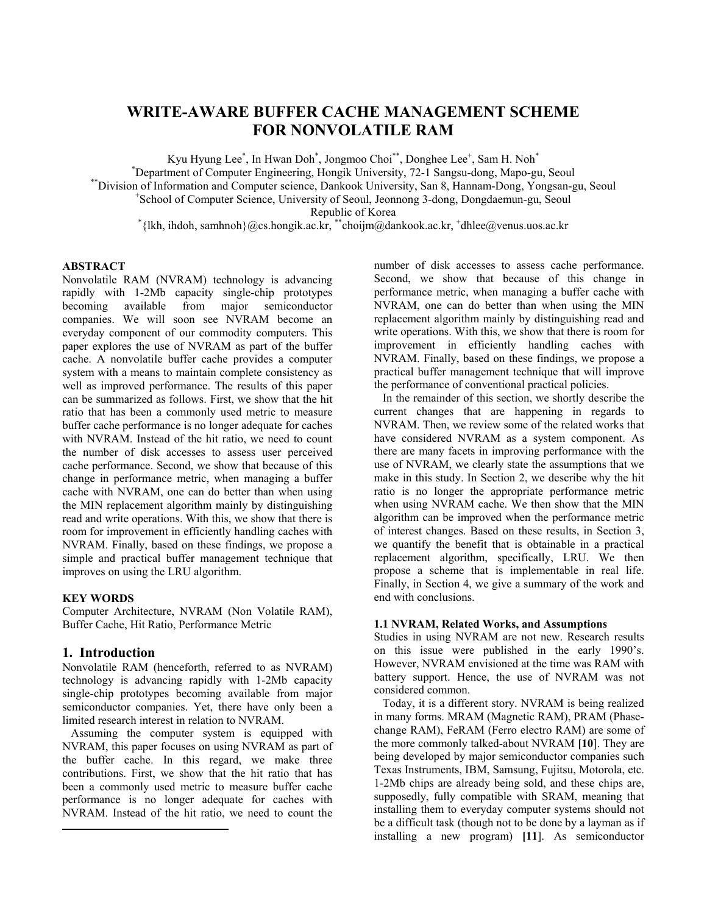# WRITE-AWARE BUFFER CACHE MANAGEMENT SCHEME FOR NONVOLATILE RAM

Kyu Hyung Lee[*], In Hwan Doh[*], Jongmoo Choi[**], Donghee Lee[+], Sam H. Noh[*]

[*]Department of Computer Engineering, Hongik University, 72-1 Sangsu-dong, Mapo-gu, Seoul

[**]Division of Information and Computer science, Dankook University, San 8, Hannam-Dong, Yongsan-gu, Seoul

[+]School of Computer Science, University of Seoul, Jeonnong 3-dong, Dongdaemun-gu, Seoul

Republic of Korea

[*]{lkh, ihdoh, samhnoh}@cs.hongik.ac.kr, [**]choijm@dankook.ac.kr, [+]dhlee@venus.uos.ac.kr

**ABSTRACT**

Nonvolatile RAM (NVRAM) technology is advancing rapidly with 1-2Mb capacity single-chip prototypes becoming available from major semiconductor companies. We will soon see NVRAM become an everyday component of our commodity computers. This paper explores the use of NVRAM as part of the buffer cache. A nonvolatile buffer cache provides a computer system with a means to maintain complete consistency as well as improved performance. The results of this paper can be summarized as follows. First, we show that the hit ratio that has been a commonly used metric to measure buffer cache performance is no longer adequate for caches with NVRAM. Instead of the hit ratio, we need to count the number of disk accesses to assess user perceived cache performance. Second, we show that because of this change in performance metric, when managing a buffer cache with NVRAM, one can do better than when using the MIN replacement algorithm mainly by distinguishing read and write operations. With this, we show that there is room for improvement in efficiently handling caches with NVRAM. Finally, based on these findings, we propose a simple and practical buffer management technique that improves on using the LRU algorithm.

**KEY WORDS**

Computer Architecture, NVRAM (Non Volatile RAM), Buffer Cache, Hit Ratio, Performance Metric

## 1. Introduction

Nonvolatile RAM (henceforth, referred to as NVRAM) technology is advancing rapidly with 1-2Mb capacity single-chip prototypes becoming available from major semiconductor companies. Yet, there have only been a limited research interest in relation to NVRAM.

Assuming the computer system is equipped with NVRAM, this paper focuses on using NVRAM as part of the buffer cache. In this regard, we make three contributions. First, we show that the hit ratio that has been a commonly used metric to measure buffer cache performance is no longer adequate for caches with NVRAM. Instead of the hit ratio, we need to count the number of disk accesses to assess cache performance. Second, we show that because of this change in performance metric, when managing a buffer cache with NVRAM, one can do better than when using the MIN replacement algorithm mainly by distinguishing read and write operations. With this, we show that there is room for improvement in efficiently handling caches with NVRAM. Finally, based on these findings, we propose a practical buffer management technique that will improve the performance of conventional practical policies.

In the remainder of this section, we shortly describe the current changes that are happening in regards to NVRAM. Then, we review some of the related works that have considered NVRAM as a system component. As there are many facets in improving performance with the use of NVRAM, we clearly state the assumptions that we make in this study. In Section 2, we describe why the hit ratio is no longer the appropriate performance metric when using NVRAM cache. We then show that the MIN algorithm can be improved when the performance metric of interest changes. Based on these results, in Section 3, we quantify the benefit that is obtainable in a practical replacement algorithm, specifically, LRU. We then propose a scheme that is implementable in real life. Finally, in Section 4, we give a summary of the work and end with conclusions.

### 1.1 NVRAM, Related Works, and Assumptions

Studies in using NVRAM are not new. Research results on this issue were published in the early 1990's. However, NVRAM envisioned at the time was RAM with battery support. Hence, the use of NVRAM was not considered common.

Today, it is a different story. NVRAM is being realized in many forms. MRAM (Magnetic RAM), PRAM (Phase-change RAM), FeRAM (Ferro electro RAM) are some of the more commonly talked-about NVRAM **[10]**. They are being developed by major semiconductor companies such Texas Instruments, IBM, Samsung, Fujitsu, Motorola, etc. 1-2Mb chips are already being sold, and these chips are, supposedly, fully compatible with SRAM, meaning that installing them to everyday computer systems should not be a difficult task (though not to be done by a layman as if installing a new program) **[11]**. As semiconductor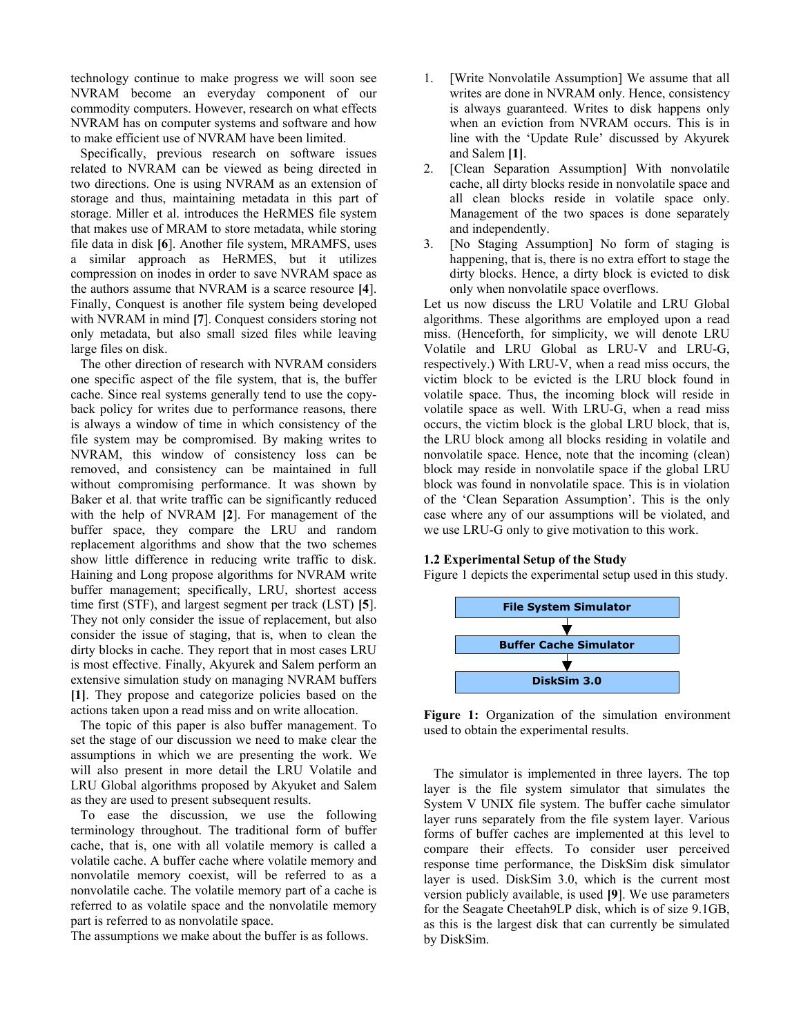technology continue to make progress we will soon see NVRAM become an everyday component of our commodity computers. However, research on what effects NVRAM has on computer systems and software and how to make efficient use of NVRAM have been limited.

Specifically, previous research on software issues related to NVRAM can be viewed as being directed in two directions. One is using NVRAM as an extension of storage and thus, maintaining metadata in this part of storage. Miller et al. introduces the HeRMES file system that makes use of MRAM to store metadata, while storing file data in disk **[6]**. Another file system, MRAMFS, uses a similar approach as HeRMES, but it utilizes compression on inodes in order to save NVRAM space as the authors assume that NVRAM is a scarce resource **[4]**. Finally, Conquest is another file system being developed with NVRAM in mind **[7]**. Conquest considers storing not only metadata, but also small sized files while leaving large files on disk.

The other direction of research with NVRAM considers one specific aspect of the file system, that is, the buffer cache. Since real systems generally tend to use the copy-back policy for writes due to performance reasons, there is always a window of time in which consistency of the file system may be compromised. By making writes to NVRAM, this window of consistency loss can be removed, and consistency can be maintained in full without compromising performance. It was shown by Baker et al. that write traffic can be significantly reduced with the help of NVRAM **[2]**. For management of the buffer space, they compare the LRU and random replacement algorithms and show that the two schemes show little difference in reducing write traffic to disk. Haining and Long propose algorithms for NVRAM write buffer management; specifically, LRU, shortest access time first (STF), and largest segment per track (LST) **[5]**. They not only consider the issue of replacement, but also consider the issue of staging, that is, when to clean the dirty blocks in cache. They report that in most cases LRU is most effective. Finally, Akyurek and Salem perform an extensive simulation study on managing NVRAM buffers **[1]**. They propose and categorize policies based on the actions taken upon a read miss and on write allocation.

The topic of this paper is also buffer management. To set the stage of our discussion we need to make clear the assumptions in which we are presenting the work. We will also present in more detail the LRU Volatile and LRU Global algorithms proposed by Akyuket and Salem as they are used to present subsequent results.

To ease the discussion, we use the following terminology throughout. The traditional form of buffer cache, that is, one with all volatile memory is called a volatile cache. A buffer cache where volatile memory and nonvolatile memory coexist, will be referred to as a nonvolatile cache. The volatile memory part of a cache is referred to as volatile space and the nonvolatile memory part is referred to as nonvolatile space.

The assumptions we make about the buffer is as follows.

1. [Write Nonvolatile Assumption] We assume that all writes are done in NVRAM only. Hence, consistency is always guaranteed. Writes to disk happens only when an eviction from NVRAM occurs. This is in line with the 'Update Rule' discussed by Akyurek and Salem **[1]**.
2. [Clean Separation Assumption] With nonvolatile cache, all dirty blocks reside in nonvolatile space and all clean blocks reside in volatile space only. Management of the two spaces is done separately and independently.
3. [No Staging Assumption] No form of staging is happening, that is, there is no extra effort to stage the dirty blocks. Hence, a dirty block is evicted to disk only when nonvolatile space overflows.

Let us now discuss the LRU Volatile and LRU Global algorithms. These algorithms are employed upon a read miss. (Henceforth, for simplicity, we will denote LRU Volatile and LRU Global as LRU-V and LRU-G, respectively.) With LRU-V, when a read miss occurs, the victim block to be evicted is the LRU block found in volatile space. Thus, the incoming block will reside in volatile space as well. With LRU-G, when a read miss occurs, the victim block is the global LRU block, that is, the LRU block among all blocks residing in volatile and nonvolatile space. Hence, note that the incoming (clean) block may reside in nonvolatile space if the global LRU block was found in nonvolatile space. This is in violation of the 'Clean Separation Assumption'. This is the only case where any of our assumptions will be violated, and we use LRU-G only to give motivation to this work.

### 1.2 Experimental Setup of the Study

Figure 1 depicts the experimental setup used in this study.

**File System Simulator**

↓

**Buffer Cache Simulator**

↓

**DiskSim 3.0**

**Figure 1:** Organization of the simulation environment used to obtain the experimental results.

The simulator is implemented in three layers. The top layer is the file system simulator that simulates the System V UNIX file system. The buffer cache simulator layer runs separately from the file system layer. Various forms of buffer caches are implemented at this level to compare their effects. To consider user perceived response time performance, the DiskSim disk simulator layer is used. DiskSim 3.0, which is the current most version publicly available, is used **[9]**. We use parameters for the Seagate Cheetah9LP disk, which is of size 9.1GB, as this is the largest disk that can currently be simulated by DiskSim.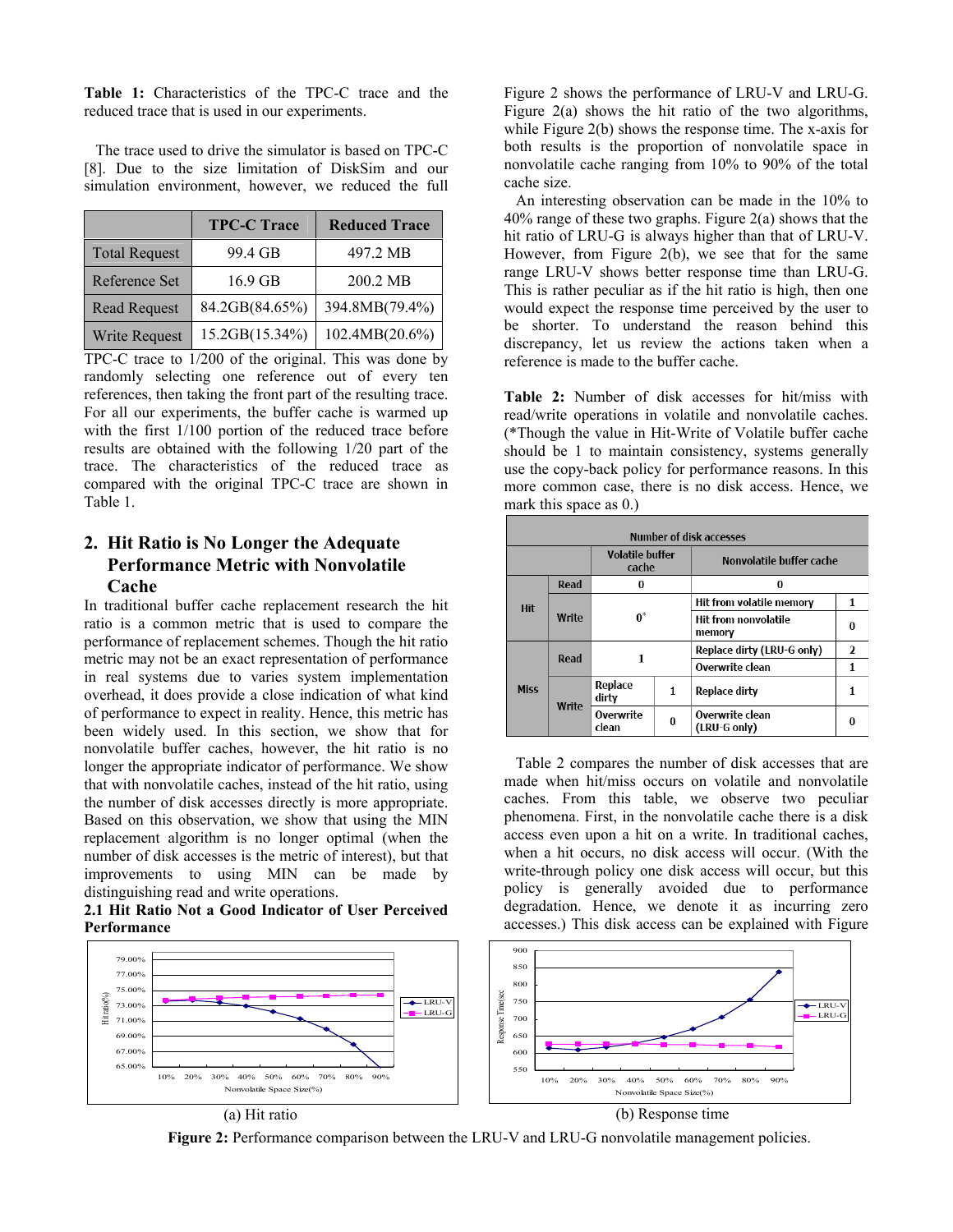**Table 1:** Characteristics of the TPC-C trace and the reduced trace that is used in our experiments.

|  | TPC-C Trace | Reduced Trace |
|---|---|---|
| Total Request | 99.4 GB | 497.2 MB |
| Reference Set | 16.9 GB | 200.2 MB |
| Read Request | 84.2GB(84.65%) | 394.8MB(79.4%) |
| Write Request | 15.2GB(15.34%) | 102.4MB(20.6%) |

The trace used to drive the simulator is based on TPC-C [8]. Due to the size limitation of DiskSim and our simulation environment, however, we reduced the full TPC-C trace to 1/200 of the original. This was done by randomly selecting one reference out of every ten references, then taking the front part of the resulting trace. For all our experiments, the buffer cache is warmed up with the first 1/100 portion of the reduced trace before results are obtained with the following 1/20 part of the trace. The characteristics of the reduced trace as compared with the original TPC-C trace are shown in Table 1.

## 2. Hit Ratio is No Longer the Adequate Performance Metric with Nonvolatile Cache

In traditional buffer cache replacement research the hit ratio is a common metric that is used to compare the performance of replacement schemes. Though the hit ratio metric may not be an exact representation of performance in real systems due to varies system implementation overhead, it does provide a close indication of what kind of performance to expect in reality. Hence, this metric has been widely used. In this section, we show that for nonvolatile buffer caches, however, the hit ratio is no longer the appropriate indicator of performance. We show that with nonvolatile caches, instead of the hit ratio, using the number of disk accesses directly is more appropriate. Based on this observation, we show that using the MIN replacement algorithm is no longer optimal (when the number of disk accesses is the metric of interest), but that improvements to using MIN can be made by distinguishing read and write operations.

### 2.1 Hit Ratio Not a Good Indicator of User Perceived Performance

Figure 2 shows the performance of LRU-V and LRU-G. Figure 2(a) shows the hit ratio of the two algorithms, while Figure 2(b) shows the response time. The x-axis for both results is the proportion of nonvolatile space in nonvolatile cache ranging from 10% to 90% of the total cache size.

An interesting observation can be made in the 10% to 40% range of these two graphs. Figure 2(a) shows that the hit ratio of LRU-G is always higher than that of LRU-V. However, from Figure 2(b), we see that for the same range LRU-V shows better response time than LRU-G. This is rather peculiar as if the hit ratio is high, then one would expect the response time perceived by the user to be shorter. To understand the reason behind this discrepancy, let us review the actions taken when a reference is made to the buffer cache.

**Table 2:** Number of disk accesses for hit/miss with read/write operations in volatile and nonvolatile caches. (*Though the value in Hit-Write of Volatile buffer cache should be 1 to maintain consistency, systems generally use the copy-back policy for performance reasons. In this more common case, there is no disk access. Hence, we mark this space as 0.)

| Number of disk accesses | | | | | |
|---|---|---|---|---|---|
| | | Volatile buffer cache | | Nonvolatile buffer cache | |
| Hit | Read | 0 | | 0 | |
| | Write | 0* | | Hit from volatile memory | 1 |
| | | | | Hit from nonvolatile memory | 0 |
| Miss | Read | 1 | | Replace dirty (LRU-G only) | 2 |
| | | | | Overwrite clean | 1 |
| | Write | Replace dirty | 1 | Replace dirty | 1 |
| | | Overwrite clean | 0 | Overwrite clean (LRU-G only) | 0 |

Table 2 compares the number of disk accesses that are made when hit/miss occurs on volatile and nonvolatile caches. From this table, we observe two peculiar phenomena. First, in the nonvolatile cache there is a disk access even upon a hit on a write. In traditional caches, when a hit occurs, no disk access will occur. (With the write-through policy one disk access will occur, but this policy is generally avoided due to performance degradation. Hence, we denote it as incurring zero accesses.) This disk access can be explained with Figure

(a) Hit ratio

(b) Response time

**Figure 2:** Performance comparison between the LRU-V and LRU-G nonvolatile management policies.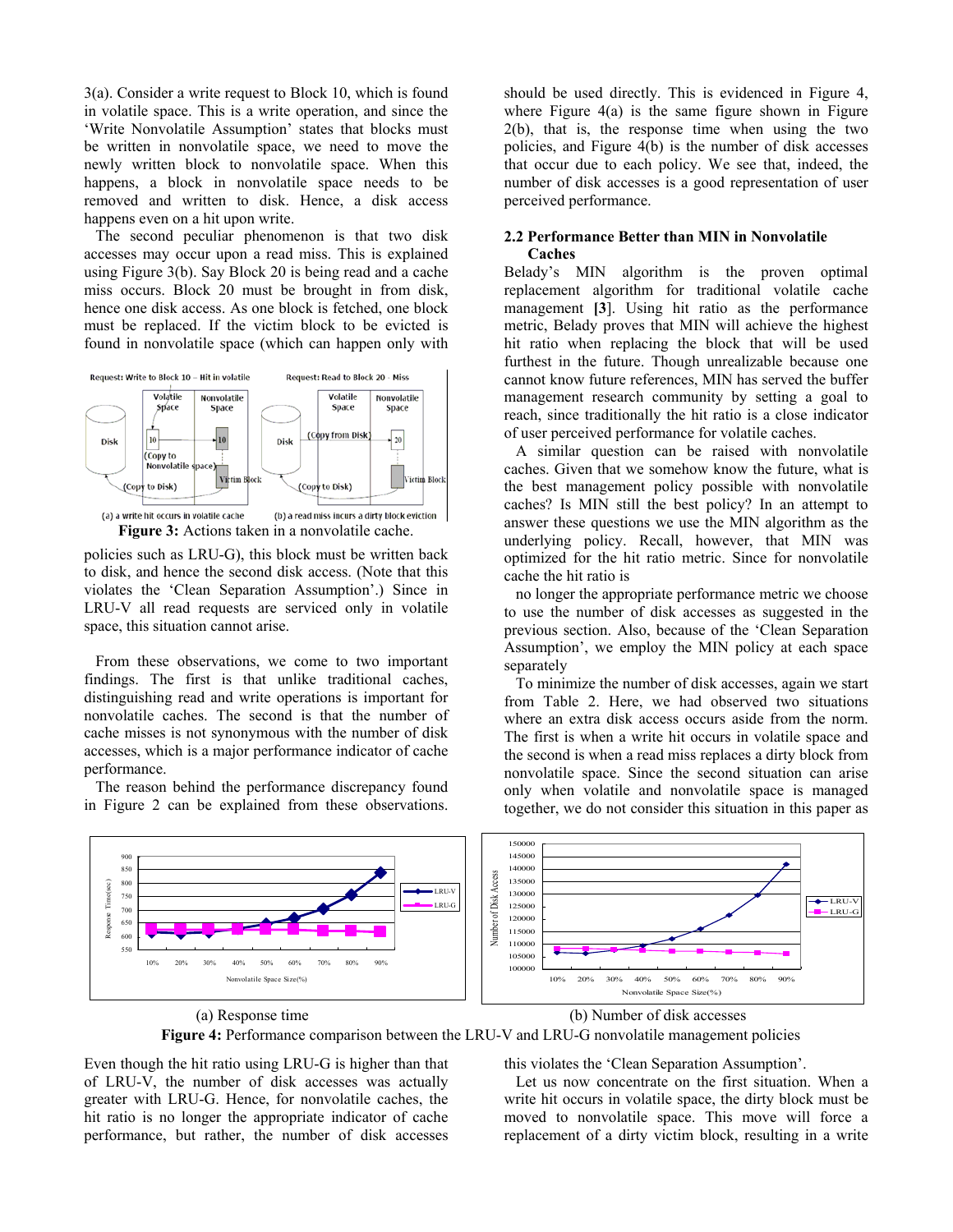3(a). Consider a write request to Block 10, which is found in volatile space. This is a write operation, and since the 'Write Nonvolatile Assumption' states that blocks must be written in nonvolatile space, we need to move the newly written block to nonvolatile space. When this happens, a block in nonvolatile space needs to be removed and written to disk. Hence, a disk access happens even on a hit upon write.

The second peculiar phenomenon is that two disk accesses may occur upon a read miss. This is explained using Figure 3(b). Say Block 20 is being read and a cache miss occurs. Block 20 must be brought in from disk, hence one disk access. As one block is fetched, one block must be replaced. If the victim block to be evicted is found in nonvolatile space (which can happen only with

(a) a write hit occurs in volatile cache (b) a read miss incurs a dirty block eviction

**Figure 3:** Actions taken in a nonvolatile cache.

policies such as LRU-G), this block must be written back to disk, and hence the second disk access. (Note that this violates the 'Clean Separation Assumption'.) Since in LRU-V all read requests are serviced only in volatile space, this situation cannot arise.

From these observations, we come to two important findings. The first is that unlike traditional caches, distinguishing read and write operations is important for nonvolatile caches. The second is that the number of cache misses is not synonymous with the number of disk accesses, which is a major performance indicator of cache performance.

The reason behind the performance discrepancy found in Figure 2 can be explained from these observations. Even though the hit ratio using LRU-G is higher than that of LRU-V, the number of disk accesses was actually greater with LRU-G. Hence, for nonvolatile caches, the hit ratio is no longer the appropriate indicator of cache performance, but rather, the number of disk accesses should be used directly. This is evidenced in Figure 4, where Figure 4(a) is the same figure shown in Figure 2(b), that is, the response time when using the two policies, and Figure 4(b) is the number of disk accesses that occur due to each policy. We see that, indeed, the number of disk accesses is a good representation of user perceived performance.

## 2.2 Performance Better than MIN in Nonvolatile Caches

Belady's MIN algorithm is the proven optimal replacement algorithm for traditional volatile cache management **[3]**. Using hit ratio as the performance metric, Belady proves that MIN will achieve the highest hit ratio when replacing the block that will be used furthest in the future. Though unrealizable because one cannot know future references, MIN has served the buffer management research community by setting a goal to reach, since traditionally the hit ratio is a close indicator of user perceived performance for volatile caches.

A similar question can be raised with nonvolatile caches. Given that we somehow know the future, what is the best management policy possible with nonvolatile caches? Is MIN still the best policy? In an attempt to answer these questions we use the MIN algorithm as the underlying policy. Recall, however, that MIN was optimized for the hit ratio metric. Since for nonvolatile cache the hit ratio is

no longer the appropriate performance metric we choose to use the number of disk accesses as suggested in the previous section. Also, because of the 'Clean Separation Assumption', we employ the MIN policy at each space separately

To minimize the number of disk accesses, again we start from Table 2. Here, we had observed two situations where an extra disk access occurs aside from the norm. The first is when a write hit occurs in volatile space and the second is when a read miss replaces a dirty block from nonvolatile space. Since the second situation can arise only when volatile and nonvolatile space is managed together, we do not consider this situation in this paper as this violates the 'Clean Separation Assumption'.

(a) Response time (b) Number of disk accesses

**Figure 4:** Performance comparison between the LRU-V and LRU-G nonvolatile management policies

Let us now concentrate on the first situation. When a write hit occurs in volatile space, the dirty block must be moved to nonvolatile space. This move will force a replacement of a dirty victim block, resulting in a write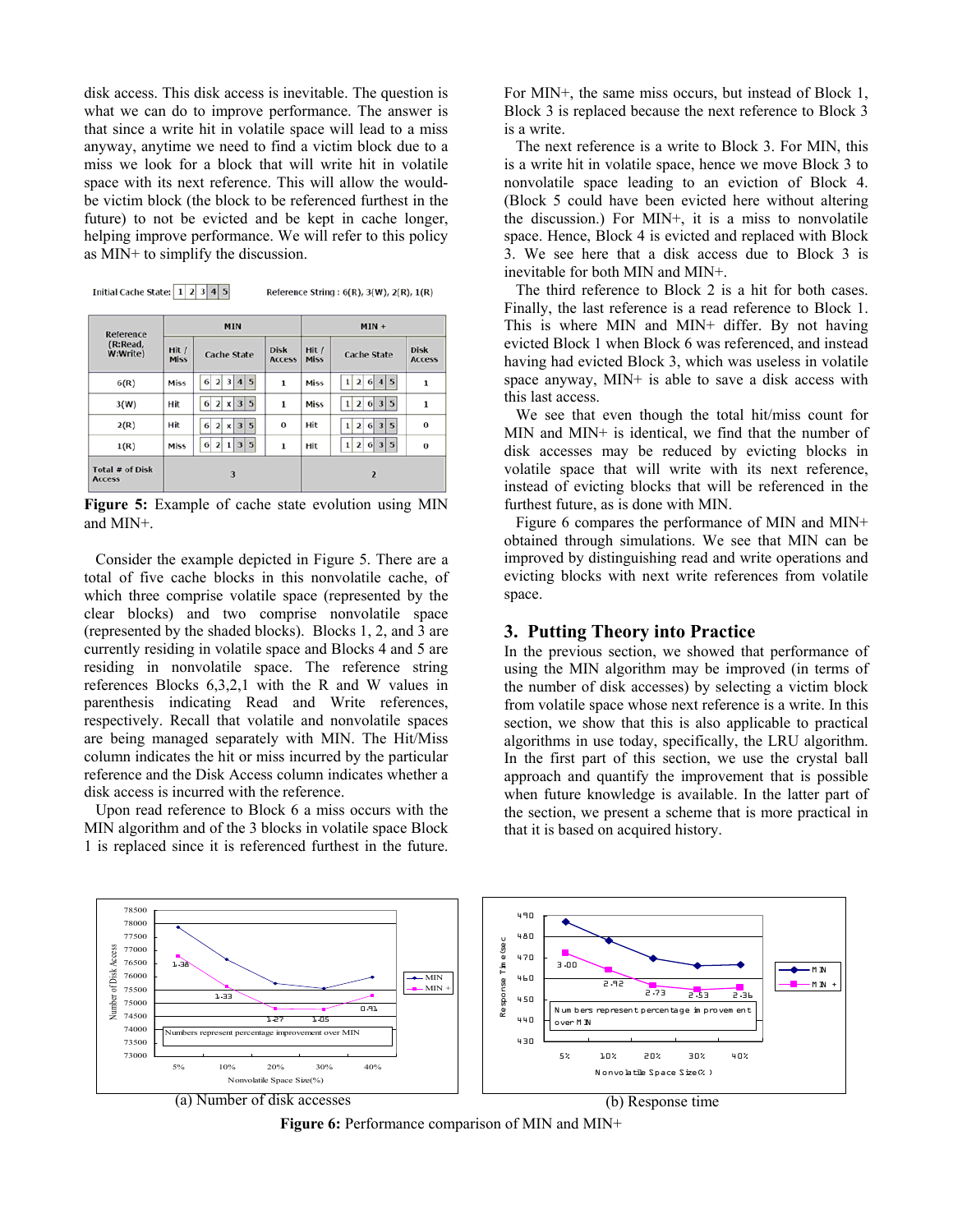disk access. This disk access is inevitable. The question is what we can do to improve performance. The answer is that since a write hit in volatile space will lead to a miss anyway, anytime we need to find a victim block due to a miss we look for a block that will write hit in volatile space with its next reference. This will allow the would-be victim block (the block to be referenced furthest in the future) to not be evicted and be kept in cache longer, helping improve performance. We will refer to this policy as MIN+ to simplify the discussion.

Initial Cache State: 1 2 3 4 5 Reference String : 6(R), 3(W), 2(R), 1(R)

| Reference (R:Read, W:Write) | MIN | | | MIN + | | |
|---|---|---|---|---|---|---|
| | Hit / Miss | Cache State | Disk Access | Hit / Miss | Cache State | Disk Access |
| 6(R) | Miss | 6 2 3 4 5 | 1 | Miss | 1 2 6 4 5 | 1 |
| 3(W) | Hit | 6 2 x 3 5 | 1 | Miss | 1 2 6 3 5 | 1 |
| 2(R) | Hit | 6 2 x 3 5 | 0 | Hit | 1 2 6 3 5 | 0 |
| 1(R) | Miss | 6 2 1 3 5 | 1 | Hit | 1 2 6 3 5 | 0 |
| Total # of Disk Access | 3 | | | 2 | | |

**Figure 5:** Example of cache state evolution using MIN and MIN+.

Consider the example depicted in Figure 5. There are a total of five cache blocks in this nonvolatile cache, of which three comprise volatile space (represented by the clear blocks) and two comprise nonvolatile space (represented by the shaded blocks). Blocks 1, 2, and 3 are currently residing in volatile space and Blocks 4 and 5 are residing in nonvolatile space. The reference string references Blocks 6,3,2,1 with the R and W values in parenthesis indicating Read and Write references, respectively. Recall that volatile and nonvolatile spaces are being managed separately with MIN. The Hit/Miss column indicates the hit or miss incurred by the particular reference and the Disk Access column indicates whether a disk access is incurred with the reference.

Upon read reference to Block 6 a miss occurs with the MIN algorithm and of the 3 blocks in volatile space Block 1 is replaced since it is referenced furthest in the future. For MIN+, the same miss occurs, but instead of Block 1, Block 3 is replaced because the next reference to Block 3 is a write.

The next reference is a write to Block 3. For MIN, this is a write hit in volatile space, hence we move Block 3 to nonvolatile space leading to an eviction of Block 4. (Block 5 could have been evicted here without altering the discussion.) For MIN+, it is a miss to nonvolatile space. Hence, Block 4 is evicted and replaced with Block 3. We see here that a disk access due to Block 3 is inevitable for both MIN and MIN+.

The third reference to Block 2 is a hit for both cases. Finally, the last reference is a read reference to Block 1. This is where MIN and MIN+ differ. By not having evicted Block 1 when Block 6 was referenced, and instead having had evicted Block 3, which was useless in volatile space anyway, MIN+ is able to save a disk access with this last access.

We see that even though the total hit/miss count for MIN and MIN+ is identical, we find that the number of disk accesses may be reduced by evicting blocks in volatile space that will write with its next reference, instead of evicting blocks that will be referenced in the furthest future, as is done with MIN.

Figure 6 compares the performance of MIN and MIN+ obtained through simulations. We see that MIN can be improved by distinguishing read and write operations and evicting blocks with next write references from volatile space.

## 3. Putting Theory into Practice

In the previous section, we showed that performance of using the MIN algorithm may be improved (in terms of the number of disk accesses) by selecting a victim block from volatile space whose next reference is a write. In this section, we show that this is also applicable to practical algorithms in use today, specifically, the LRU algorithm. In the first part of this section, we use the crystal ball approach and quantify the improvement that is possible when future knowledge is available. In the latter part of the section, we present a scheme that is more practical in that it is based on acquired history.

(a) Number of disk accesses

(b) Response time

**Figure 6:** Performance comparison of MIN and MIN+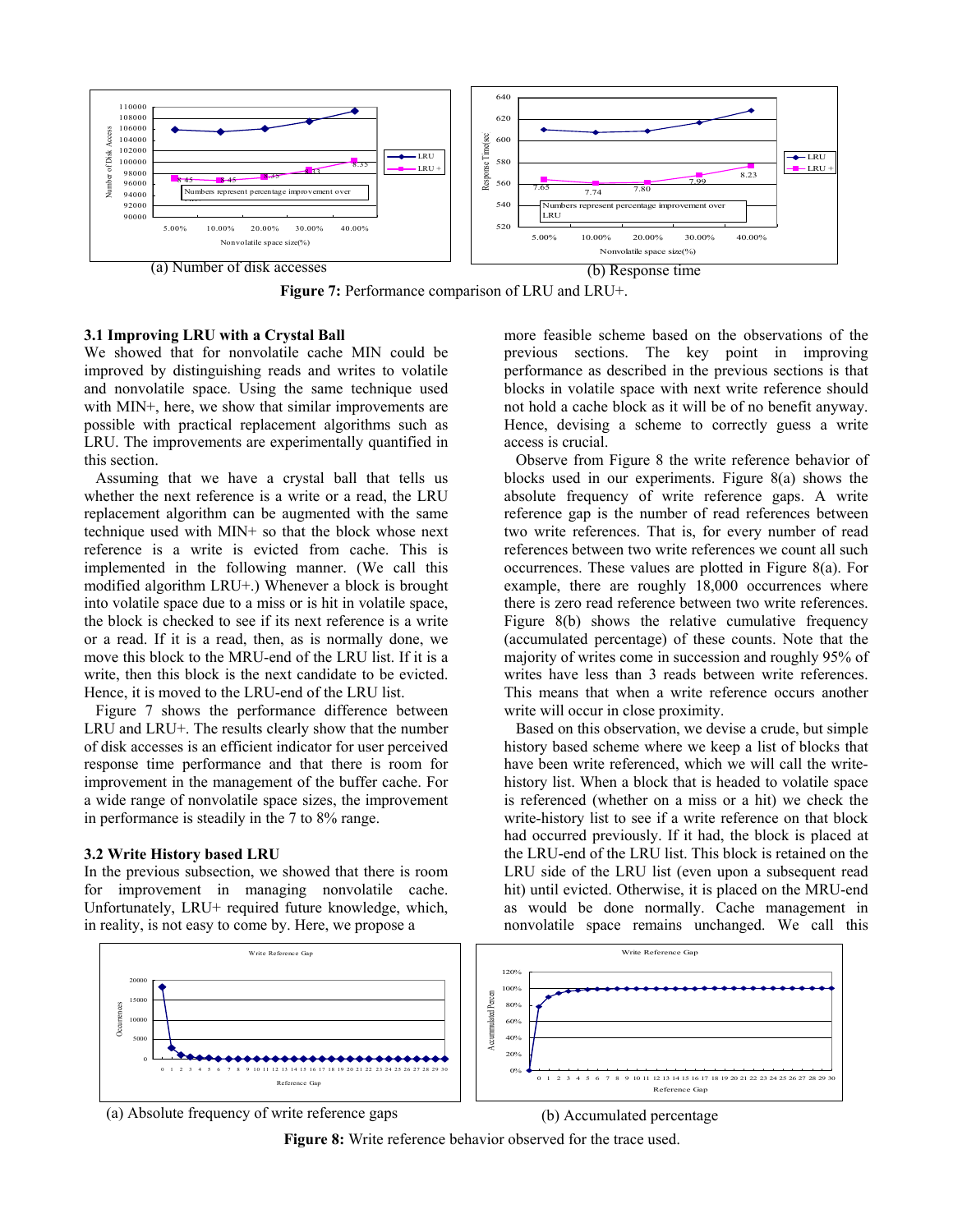(a) Number of disk accesses

(b) Response time

**Figure 7:** Performance comparison of LRU and LRU+.

### 3.1 Improving LRU with a Crystal Ball

We showed that for nonvolatile cache MIN could be improved by distinguishing reads and writes to volatile and nonvolatile space. Using the same technique used with MIN+, here, we show that similar improvements are possible with practical replacement algorithms such as LRU. The improvements are experimentally quantified in this section.

Assuming that we have a crystal ball that tells us whether the next reference is a write or a read, the LRU replacement algorithm can be augmented with the same technique used with MIN+ so that the block whose next reference is a write is evicted from cache. This is implemented in the following manner. (We call this modified algorithm LRU+.) Whenever a block is brought into volatile space due to a miss or is hit in volatile space, the block is checked to see if its next reference is a write or a read. If it is a read, then, as is normally done, we move this block to the MRU-end of the LRU list. If it is a write, then this block is the next candidate to be evicted. Hence, it is moved to the LRU-end of the LRU list.

Figure 7 shows the performance difference between LRU and LRU+. The results clearly show that the number of disk accesses is an efficient indicator for user perceived response time performance and that there is room for improvement in the management of the buffer cache. For a wide range of nonvolatile space sizes, the improvement in performance is steadily in the 7 to 8% range.

### 3.2 Write History based LRU

In the previous subsection, we showed that there is room for improvement in managing nonvolatile cache. Unfortunately, LRU+ required future knowledge, which, in reality, is not easy to come by. Here, we propose a more feasible scheme based on the observations of the previous sections. The key point in improving performance as described in the previous sections is that blocks in volatile space with next write reference should not hold a cache block as it will be of no benefit anyway. Hence, devising a scheme to correctly guess a write access is crucial.

Observe from Figure 8 the write reference behavior of blocks used in our experiments. Figure 8(a) shows the absolute frequency of write reference gaps. A write reference gap is the number of read references between two write references. That is, for every number of read references between two write references we count all such occurrences. These values are plotted in Figure 8(a). For example, there are roughly 18,000 occurrences where there is zero read reference between two write references. Figure 8(b) shows the relative cumulative frequency (accumulated percentage) of these counts. Note that the majority of writes come in succession and roughly 95% of writes have less than 3 reads between write references. This means that when a write reference occurs another write will occur in close proximity.

Based on this observation, we devise a crude, but simple history based scheme where we keep a list of blocks that have been write referenced, which we will call the write-history list. When a block that is headed to volatile space is referenced (whether on a miss or a hit) we check the write-history list to see if a write reference on that block had occurred previously. If it had, the block is placed at the LRU-end of the LRU list. This block is retained on the LRU side of the LRU list (even upon a subsequent read hit) until evicted. Otherwise, it is placed on the MRU-end as would be done normally. Cache management in nonvolatile space remains unchanged. We call this

(a) Absolute frequency of write reference gaps

(b) Accumulated percentage

**Figure 8:** Write reference behavior observed for the trace used.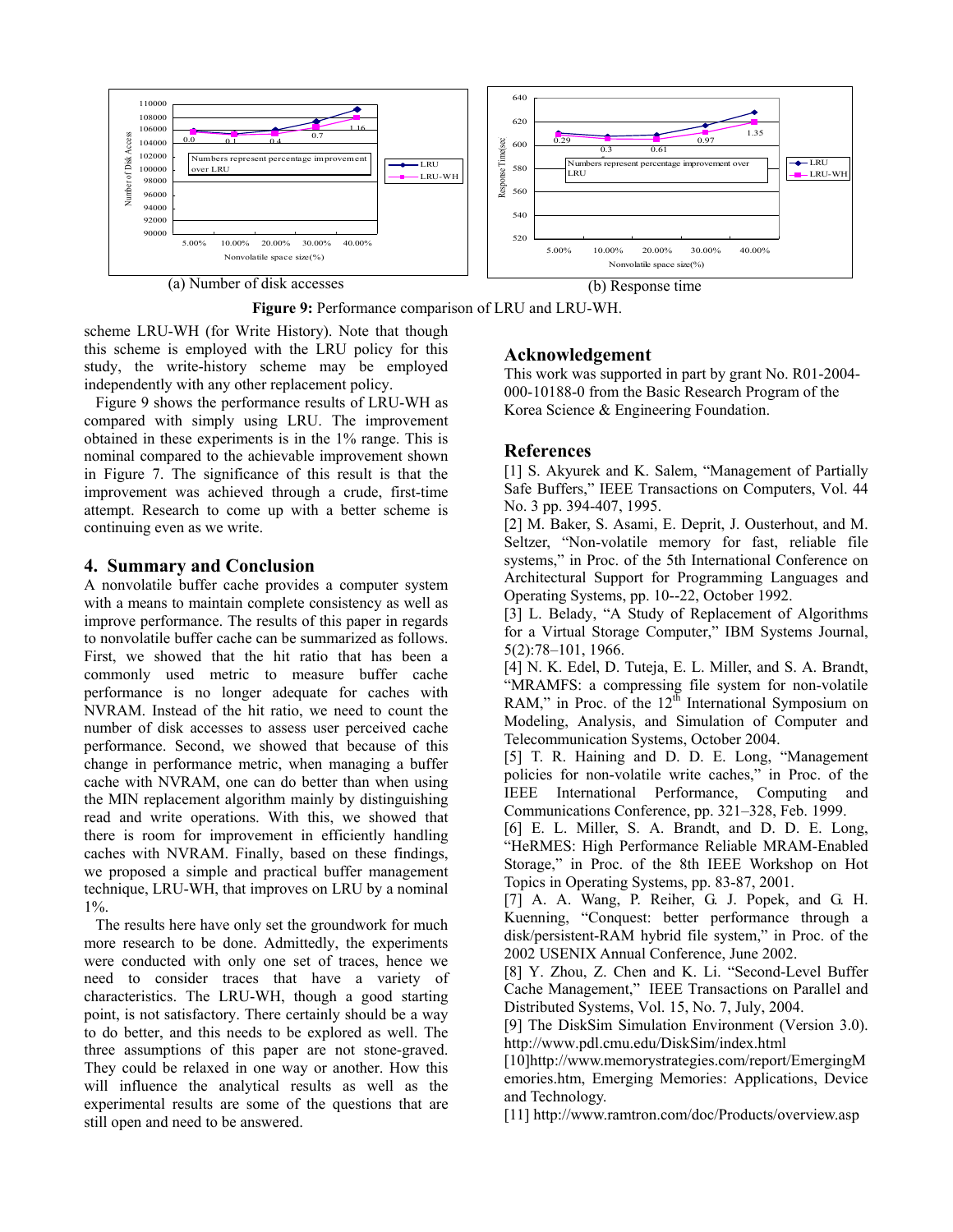110000
108000
106000
104000
102000
100000
98000
96000
94000
92000
90000

Number of Disk Access

0.0
0.1
0.4
0.7
1.16

Numbers represent percentage improvement over LRU

LRU
LRU-WH

5.00% 10.00% 20.00% 30.00% 40.00%

Nonvolatile space size(%)

(a) Number of disk accesses

640
620
600
580
560
540
520

Response Time(sec)

0.29
0.3
0.61
0.97
1.35

Numbers represent percentage improvement over LRU

LRU
LRU-WH

5.00% 10.00% 20.00% 30.00% 40.00%

Nonvolatile space size(%)

(b) Response time

**Figure 9:** Performance comparison of LRU and LRU-WH.

scheme LRU-WH (for Write History). Note that though this scheme is employed with the LRU policy for this study, the write-history scheme may be employed independently with any other replacement policy.

Figure 9 shows the performance results of LRU-WH as compared with simply using LRU. The improvement obtained in these experiments is in the 1% range. This is nominal compared to the achievable improvement shown in Figure 7. The significance of this result is that the improvement was achieved through a crude, first-time attempt. Research to come up with a better scheme is continuing even as we write.

## 4. Summary and Conclusion

A nonvolatile buffer cache provides a computer system with a means to maintain complete consistency as well as improve performance. The results of this paper in regards to nonvolatile buffer cache can be summarized as follows. First, we showed that the hit ratio that has been a commonly used metric to measure buffer cache performance is no longer adequate for caches with NVRAM. Instead of the hit ratio, we need to count the number of disk accesses to assess user perceived cache performance. Second, we showed that because of this change in performance metric, when managing a buffer cache with NVRAM, one can do better than when using the MIN replacement algorithm mainly by distinguishing read and write operations. With this, we showed that there is room for improvement in efficiently handling caches with NVRAM. Finally, based on these findings, we proposed a simple and practical buffer management technique, LRU-WH, that improves on LRU by a nominal 1%.

The results here have only set the groundwork for much more research to be done. Admittedly, the experiments were conducted with only one set of traces, hence we need to consider traces that have a variety of characteristics. The LRU-WH, though a good starting point, is not satisfactory. There certainly should be a way to do better, and this needs to be explored as well. The three assumptions of this paper are not stone-graved. They could be relaxed in one way or another. How this will influence the analytical results as well as the experimental results are some of the questions that are still open and need to be answered.

## Acknowledgement

This work was supported in part by grant No. R01-2004-000-10188-0 from the Basic Research Program of the Korea Science & Engineering Foundation.

## References

[1] S. Akyurek and K. Salem, "Management of Partially Safe Buffers," IEEE Transactions on Computers, Vol. 44 No. 3 pp. 394-407, 1995.

[2] M. Baker, S. Asami, E. Deprit, J. Ousterhout, and M. Seltzer, "Non-volatile memory for fast, reliable file systems," in Proc. of the 5th International Conference on Architectural Support for Programming Languages and Operating Systems, pp. 10--22, October 1992.

[3] L. Belady, "A Study of Replacement of Algorithms for a Virtual Storage Computer," IBM Systems Journal, 5(2):78–101, 1966.

[4] N. K. Edel, D. Tuteja, E. L. Miller, and S. A. Brandt, "MRAMFS: a compressing file system for non-volatile RAM," in Proc. of the 12th International Symposium on Modeling, Analysis, and Simulation of Computer and Telecommunication Systems, October 2004.

[5] T. R. Haining and D. D. E. Long, "Management policies for non-volatile write caches," in Proc. of the IEEE International Performance, Computing and Communications Conference, pp. 321–328, Feb. 1999.

[6] E. L. Miller, S. A. Brandt, and D. D. E. Long, "HeRMES: High Performance Reliable MRAM-Enabled Storage," in Proc. of the 8th IEEE Workshop on Hot Topics in Operating Systems, pp. 83-87, 2001.

[7] A. A. Wang, P. Reiher, G. J. Popek, and G. H. Kuenning, "Conquest: better performance through a disk/persistent-RAM hybrid file system," in Proc. of the 2002 USENIX Annual Conference, June 2002.

[8] Y. Zhou, Z. Chen and K. Li. "Second-Level Buffer Cache Management," IEEE Transactions on Parallel and Distributed Systems, Vol. 15, No. 7, July, 2004.

[9] The DiskSim Simulation Environment (Version 3.0). http://www.pdl.cmu.edu/DiskSim/index.html

[10]http://www.memorystrategies.com/report/EmergingMemories.htm, Emerging Memories: Applications, Device and Technology.

[11] http://www.ramtron.com/doc/Products/overview.asp